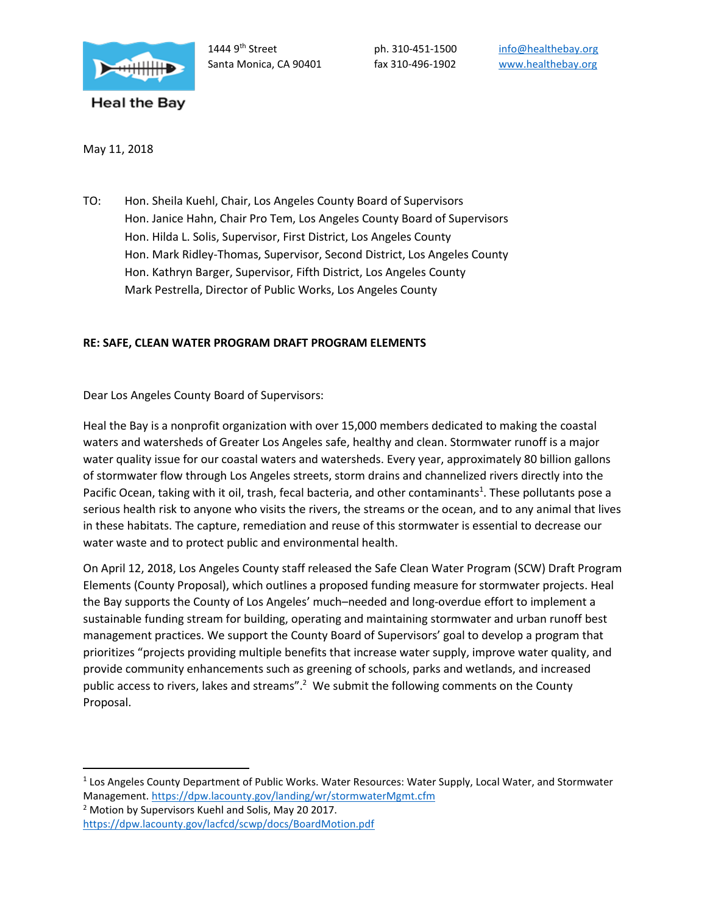Heal the Bay

1444 9th Street
Santa Monica, CA 90401

ph. 310-451-1500
fax 310-496-1902

info@healthebay.org
www.healthebay.org

May 11, 2018

TO: Hon. Sheila Kuehl, Chair, Los Angeles County Board of Supervisors
Hon. Janice Hahn, Chair Pro Tem, Los Angeles County Board of Supervisors
Hon. Hilda L. Solis, Supervisor, First District, Los Angeles County
Hon. Mark Ridley-Thomas, Supervisor, Second District, Los Angeles County
Hon. Kathryn Barger, Supervisor, Fifth District, Los Angeles County
Mark Pestrella, Director of Public Works, Los Angeles County

**RE: SAFE, CLEAN WATER PROGRAM DRAFT PROGRAM ELEMENTS**

Dear Los Angeles County Board of Supervisors:

Heal the Bay is a nonprofit organization with over 15,000 members dedicated to making the coastal waters and watersheds of Greater Los Angeles safe, healthy and clean. Stormwater runoff is a major water quality issue for our coastal waters and watersheds. Every year, approximately 80 billion gallons of stormwater flow through Los Angeles streets, storm drains and channelized rivers directly into the Pacific Ocean, taking with it oil, trash, fecal bacteria, and other contaminants[1]. These pollutants pose a serious health risk to anyone who visits the rivers, the streams or the ocean, and to any animal that lives in these habitats. The capture, remediation and reuse of this stormwater is essential to decrease our water waste and to protect public and environmental health.

On April 12, 2018, Los Angeles County staff released the Safe Clean Water Program (SCW) Draft Program Elements (County Proposal), which outlines a proposed funding measure for stormwater projects. Heal the Bay supports the County of Los Angeles' much–needed and long-overdue effort to implement a sustainable funding stream for building, operating and maintaining stormwater and urban runoff best management practices. We support the County Board of Supervisors' goal to develop a program that prioritizes "projects providing multiple benefits that increase water supply, improve water quality, and provide community enhancements such as greening of schools, parks and wetlands, and increased public access to rivers, lakes and streams".[2] We submit the following comments on the County Proposal.

---

[1] Los Angeles County Department of Public Works. Water Resources: Water Supply, Local Water, and Stormwater Management. https://dpw.lacounty.gov/landing/wr/stormwaterMgmt.cfm

[2] Motion by Supervisors Kuehl and Solis, May 20 2017. https://dpw.lacounty.gov/lacfcd/scwp/docs/BoardMotion.pdf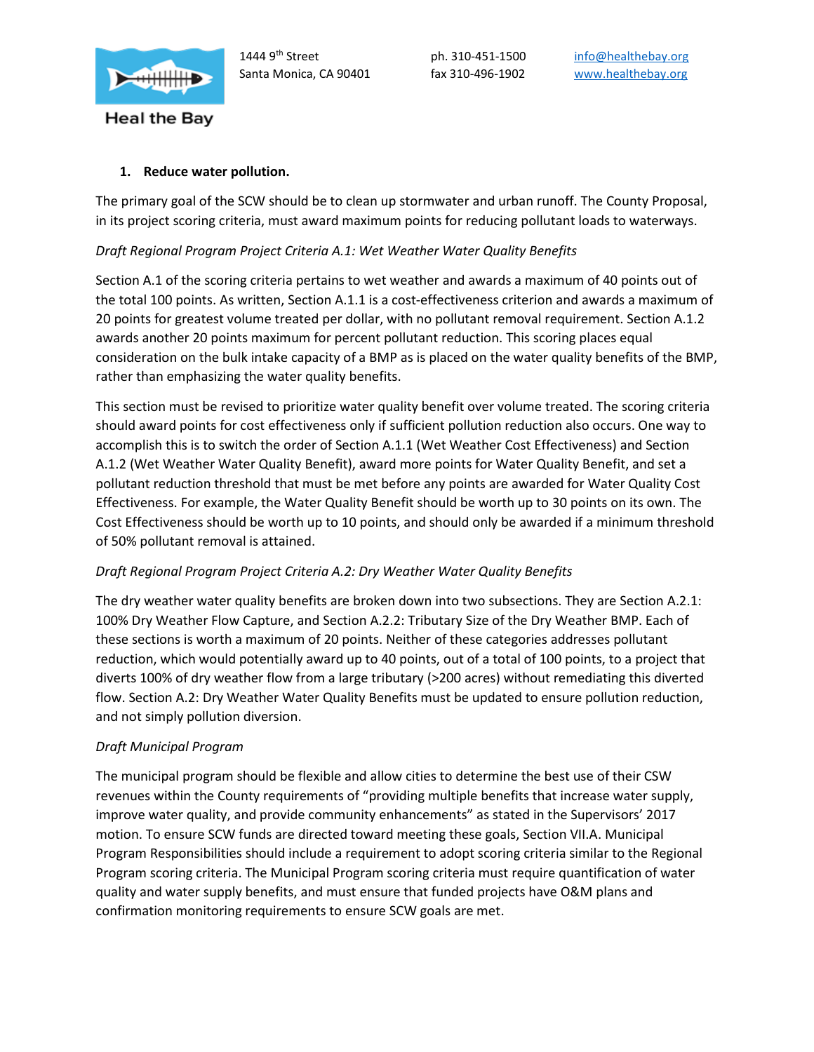1. **Reduce water pollution.**

The primary goal of the SCW should be to clean up stormwater and urban runoff. The County Proposal, in its project scoring criteria, must award maximum points for reducing pollutant loads to waterways.

*Draft Regional Program Project Criteria A.1: Wet Weather Water Quality Benefits*

Section A.1 of the scoring criteria pertains to wet weather and awards a maximum of 40 points out of the total 100 points. As written, Section A.1.1 is a cost-effectiveness criterion and awards a maximum of 20 points for greatest volume treated per dollar, with no pollutant removal requirement. Section A.1.2 awards another 20 points maximum for percent pollutant reduction. This scoring places equal consideration on the bulk intake capacity of a BMP as is placed on the water quality benefits of the BMP, rather than emphasizing the water quality benefits.

This section must be revised to prioritize water quality benefit over volume treated. The scoring criteria should award points for cost effectiveness only if sufficient pollution reduction also occurs. One way to accomplish this is to switch the order of Section A.1.1 (Wet Weather Cost Effectiveness) and Section A.1.2 (Wet Weather Water Quality Benefit), award more points for Water Quality Benefit, and set a pollutant reduction threshold that must be met before any points are awarded for Water Quality Cost Effectiveness. For example, the Water Quality Benefit should be worth up to 30 points on its own. The Cost Effectiveness should be worth up to 10 points, and should only be awarded if a minimum threshold of 50% pollutant removal is attained.

*Draft Regional Program Project Criteria A.2: Dry Weather Water Quality Benefits*

The dry weather water quality benefits are broken down into two subsections. They are Section A.2.1: 100% Dry Weather Flow Capture, and Section A.2.2: Tributary Size of the Dry Weather BMP. Each of these sections is worth a maximum of 20 points. Neither of these categories addresses pollutant reduction, which would potentially award up to 40 points, out of a total of 100 points, to a project that diverts 100% of dry weather flow from a large tributary (>200 acres) without remediating this diverted flow. Section A.2: Dry Weather Water Quality Benefits must be updated to ensure pollution reduction, and not simply pollution diversion.

*Draft Municipal Program*

The municipal program should be flexible and allow cities to determine the best use of their CSW revenues within the County requirements of "providing multiple benefits that increase water supply, improve water quality, and provide community enhancements" as stated in the Supervisors' 2017 motion. To ensure SCW funds are directed toward meeting these goals, Section VII.A. Municipal Program Responsibilities should include a requirement to adopt scoring criteria similar to the Regional Program scoring criteria. The Municipal Program scoring criteria must require quantification of water quality and water supply benefits, and must ensure that funded projects have O&M plans and confirmation monitoring requirements to ensure SCW goals are met.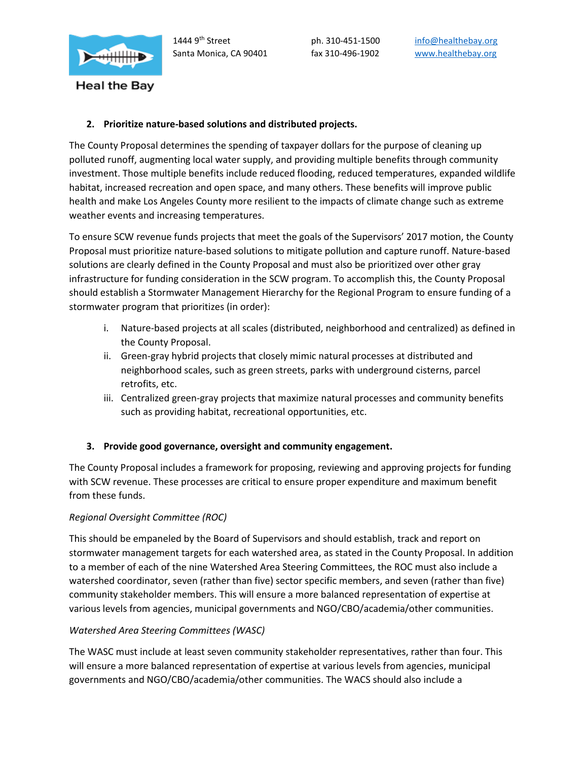2. **Prioritize nature-based solutions and distributed projects.**

The County Proposal determines the spending of taxpayer dollars for the purpose of cleaning up polluted runoff, augmenting local water supply, and providing multiple benefits through community investment. Those multiple benefits include reduced flooding, reduced temperatures, expanded wildlife habitat, increased recreation and open space, and many others. These benefits will improve public health and make Los Angeles County more resilient to the impacts of climate change such as extreme weather events and increasing temperatures.

To ensure SCW revenue funds projects that meet the goals of the Supervisors' 2017 motion, the County Proposal must prioritize nature-based solutions to mitigate pollution and capture runoff. Nature-based solutions are clearly defined in the County Proposal and must also be prioritized over other gray infrastructure for funding consideration in the SCW program. To accomplish this, the County Proposal should establish a Stormwater Management Hierarchy for the Regional Program to ensure funding of a stormwater program that prioritizes (in order):

i. Nature-based projects at all scales (distributed, neighborhood and centralized) as defined in the County Proposal.
ii. Green-gray hybrid projects that closely mimic natural processes at distributed and neighborhood scales, such as green streets, parks with underground cisterns, parcel retrofits, etc.
iii. Centralized green-gray projects that maximize natural processes and community benefits such as providing habitat, recreational opportunities, etc.

3. **Provide good governance, oversight and community engagement.**

The County Proposal includes a framework for proposing, reviewing and approving projects for funding with SCW revenue. These processes are critical to ensure proper expenditure and maximum benefit from these funds.

*Regional Oversight Committee (ROC)*

This should be empaneled by the Board of Supervisors and should establish, track and report on stormwater management targets for each watershed area, as stated in the County Proposal. In addition to a member of each of the nine Watershed Area Steering Committees, the ROC must also include a watershed coordinator, seven (rather than five) sector specific members, and seven (rather than five) community stakeholder members. This will ensure a more balanced representation of expertise at various levels from agencies, municipal governments and NGO/CBO/academia/other communities.

*Watershed Area Steering Committees (WASC)*

The WASC must include at least seven community stakeholder representatives, rather than four. This will ensure a more balanced representation of expertise at various levels from agencies, municipal governments and NGO/CBO/academia/other communities. The WACS should also include a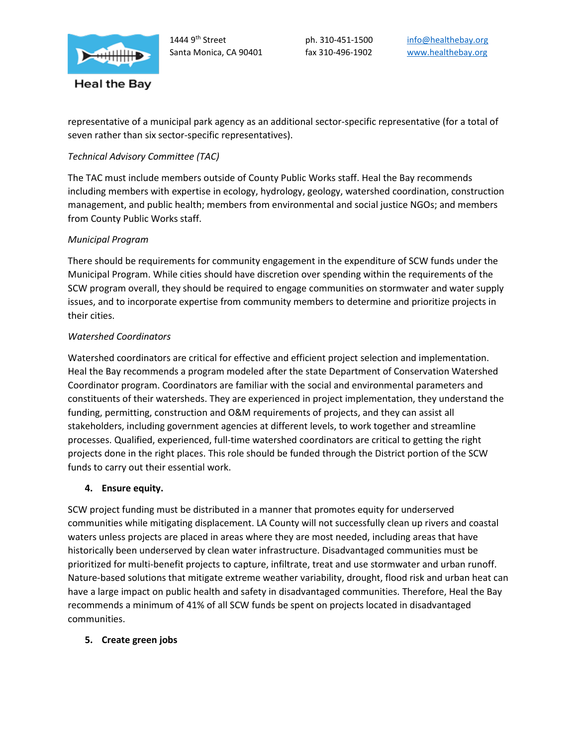representative of a municipal park agency as an additional sector-specific representative (for a total of seven rather than six sector-specific representatives).

*Technical Advisory Committee (TAC)*

The TAC must include members outside of County Public Works staff. Heal the Bay recommends including members with expertise in ecology, hydrology, geology, watershed coordination, construction management, and public health; members from environmental and social justice NGOs; and members from County Public Works staff.

*Municipal Program*

There should be requirements for community engagement in the expenditure of SCW funds under the Municipal Program. While cities should have discretion over spending within the requirements of the SCW program overall, they should be required to engage communities on stormwater and water supply issues, and to incorporate expertise from community members to determine and prioritize projects in their cities.

*Watershed Coordinators*

Watershed coordinators are critical for effective and efficient project selection and implementation. Heal the Bay recommends a program modeled after the state Department of Conservation Watershed Coordinator program. Coordinators are familiar with the social and environmental parameters and constituents of their watersheds. They are experienced in project implementation, they understand the funding, permitting, construction and O&M requirements of projects, and they can assist all stakeholders, including government agencies at different levels, to work together and streamline processes. Qualified, experienced, full-time watershed coordinators are critical to getting the right projects done in the right places. This role should be funded through the District portion of the SCW funds to carry out their essential work.

4. **Ensure equity.**

SCW project funding must be distributed in a manner that promotes equity for underserved communities while mitigating displacement. LA County will not successfully clean up rivers and coastal waters unless projects are placed in areas where they are most needed, including areas that have historically been underserved by clean water infrastructure. Disadvantaged communities must be prioritized for multi-benefit projects to capture, infiltrate, treat and use stormwater and urban runoff. Nature-based solutions that mitigate extreme weather variability, drought, flood risk and urban heat can have a large impact on public health and safety in disadvantaged communities. Therefore, Heal the Bay recommends a minimum of 41% of all SCW funds be spent on projects located in disadvantaged communities.

5. **Create green jobs**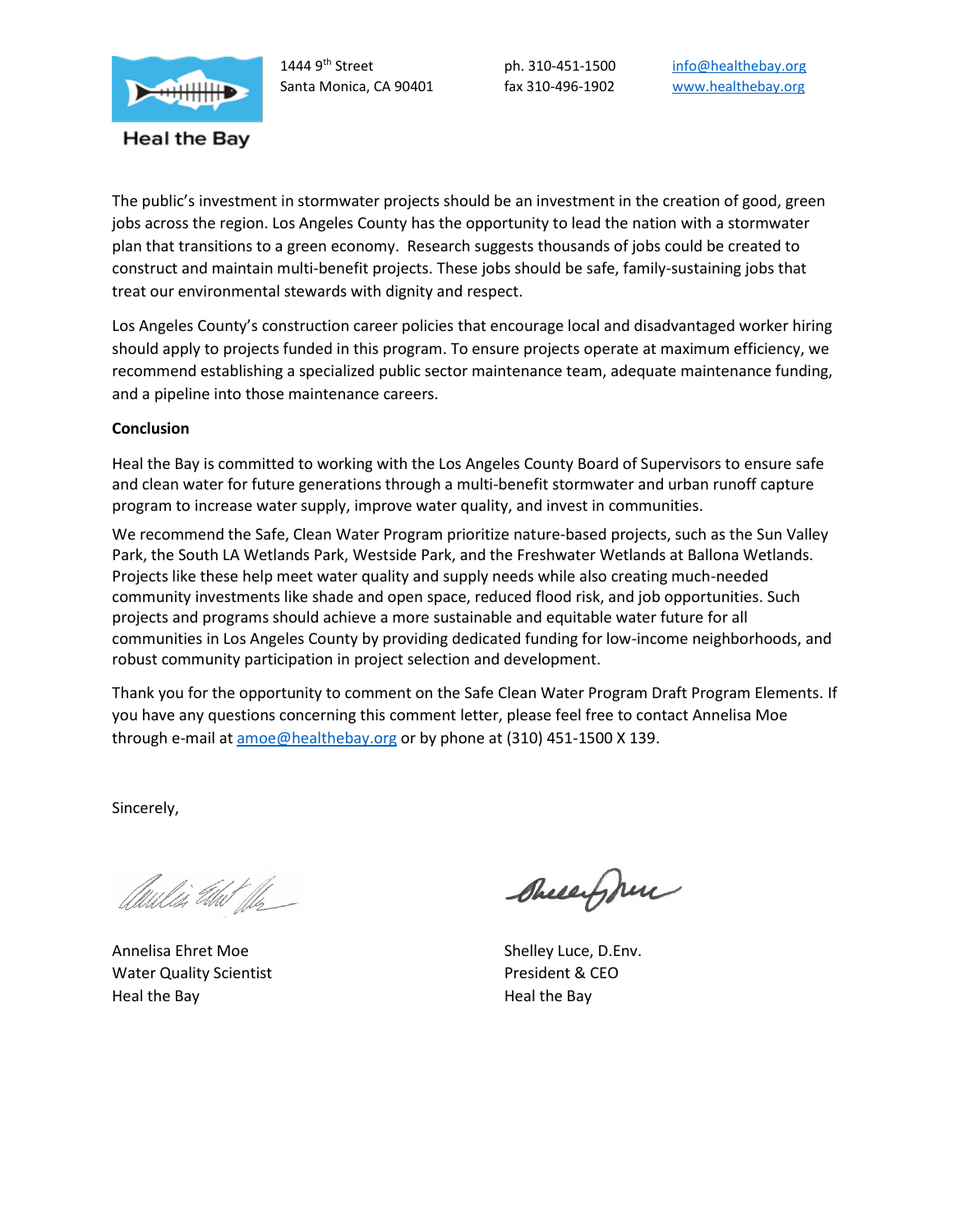Heal the Bay

1444 9th Street
Santa Monica, CA 90401

ph. 310-451-1500
fax 310-496-1902

info@healthebay.org
www.healthebay.org

The public's investment in stormwater projects should be an investment in the creation of good, green jobs across the region. Los Angeles County has the opportunity to lead the nation with a stormwater plan that transitions to a green economy. Research suggests thousands of jobs could be created to construct and maintain multi-benefit projects. These jobs should be safe, family-sustaining jobs that treat our environmental stewards with dignity and respect.

Los Angeles County's construction career policies that encourage local and disadvantaged worker hiring should apply to projects funded in this program. To ensure projects operate at maximum efficiency, we recommend establishing a specialized public sector maintenance team, adequate maintenance funding, and a pipeline into those maintenance careers.

**Conclusion**

Heal the Bay is committed to working with the Los Angeles County Board of Supervisors to ensure safe and clean water for future generations through a multi-benefit stormwater and urban runoff capture program to increase water supply, improve water quality, and invest in communities.

We recommend the Safe, Clean Water Program prioritize nature-based projects, such as the Sun Valley Park, the South LA Wetlands Park, Westside Park, and the Freshwater Wetlands at Ballona Wetlands. Projects like these help meet water quality and supply needs while also creating much-needed community investments like shade and open space, reduced flood risk, and job opportunities. Such projects and programs should achieve a more sustainable and equitable water future for all communities in Los Angeles County by providing dedicated funding for low-income neighborhoods, and robust community participation in project selection and development.

Thank you for the opportunity to comment on the Safe Clean Water Program Draft Program Elements. If you have any questions concerning this comment letter, please feel free to contact Annelisa Moe through e-mail at amoe@healthebay.org or by phone at (310) 451-1500 X 139.

Sincerely,

Annelisa Ehret Moe
Water Quality Scientist
Heal the Bay

Shelley Luce, D.Env.
President & CEO
Heal the Bay